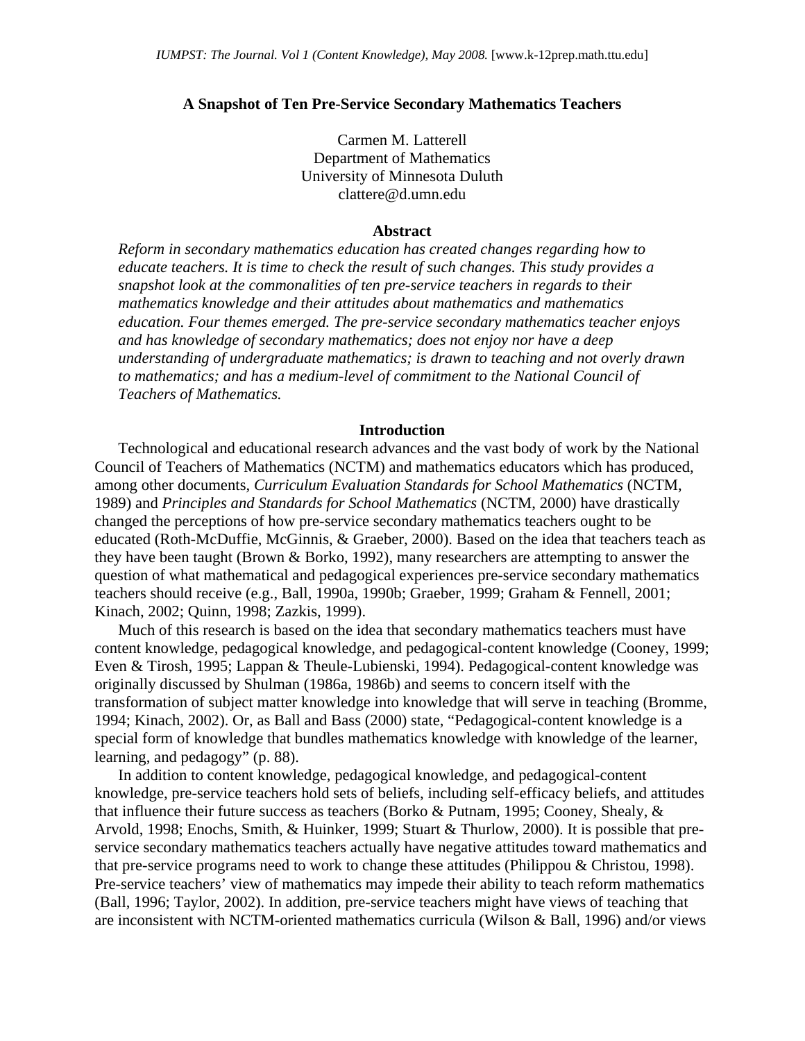# A Snapshot of Ten Pre-Service Secondary Mathematics Teachers

Carmen M. Latterell
Department of Mathematics
University of Minnesota Duluth
clattere@d.umn.edu

## Abstract

*Reform in secondary mathematics education has created changes regarding how to educate teachers. It is time to check the result of such changes. This study provides a snapshot look at the commonalities of ten pre-service teachers in regards to their mathematics knowledge and their attitudes about mathematics and mathematics education. Four themes emerged. The pre-service secondary mathematics teacher enjoys and has knowledge of secondary mathematics; does not enjoy nor have a deep understanding of undergraduate mathematics; is drawn to teaching and not overly drawn to mathematics; and has a medium-level of commitment to the National Council of Teachers of Mathematics.*

## Introduction

Technological and educational research advances and the vast body of work by the National Council of Teachers of Mathematics (NCTM) and mathematics educators which has produced, among other documents, *Curriculum Evaluation Standards for School Mathematics* (NCTM, 1989) and *Principles and Standards for School Mathematics* (NCTM, 2000) have drastically changed the perceptions of how pre-service secondary mathematics teachers ought to be educated (Roth-McDuffie, McGinnis, & Graeber, 2000). Based on the idea that teachers teach as they have been taught (Brown & Borko, 1992), many researchers are attempting to answer the question of what mathematical and pedagogical experiences pre-service secondary mathematics teachers should receive (e.g., Ball, 1990a, 1990b; Graeber, 1999; Graham & Fennell, 2001; Kinach, 2002; Quinn, 1998; Zazkis, 1999).

Much of this research is based on the idea that secondary mathematics teachers must have content knowledge, pedagogical knowledge, and pedagogical-content knowledge (Cooney, 1999; Even & Tirosh, 1995; Lappan & Theule-Lubienski, 1994). Pedagogical-content knowledge was originally discussed by Shulman (1986a, 1986b) and seems to concern itself with the transformation of subject matter knowledge into knowledge that will serve in teaching (Bromme, 1994; Kinach, 2002). Or, as Ball and Bass (2000) state, "Pedagogical-content knowledge is a special form of knowledge that bundles mathematics knowledge with knowledge of the learner, learning, and pedagogy" (p. 88).

In addition to content knowledge, pedagogical knowledge, and pedagogical-content knowledge, pre-service teachers hold sets of beliefs, including self-efficacy beliefs, and attitudes that influence their future success as teachers (Borko & Putnam, 1995; Cooney, Shealy, & Arvold, 1998; Enochs, Smith, & Huinker, 1999; Stuart & Thurlow, 2000). It is possible that pre-service secondary mathematics teachers actually have negative attitudes toward mathematics and that pre-service programs need to work to change these attitudes (Philippou & Christou, 1998). Pre-service teachers' view of mathematics may impede their ability to teach reform mathematics (Ball, 1996; Taylor, 2002). In addition, pre-service teachers might have views of teaching that are inconsistent with NCTM-oriented mathematics curricula (Wilson & Ball, 1996) and/or views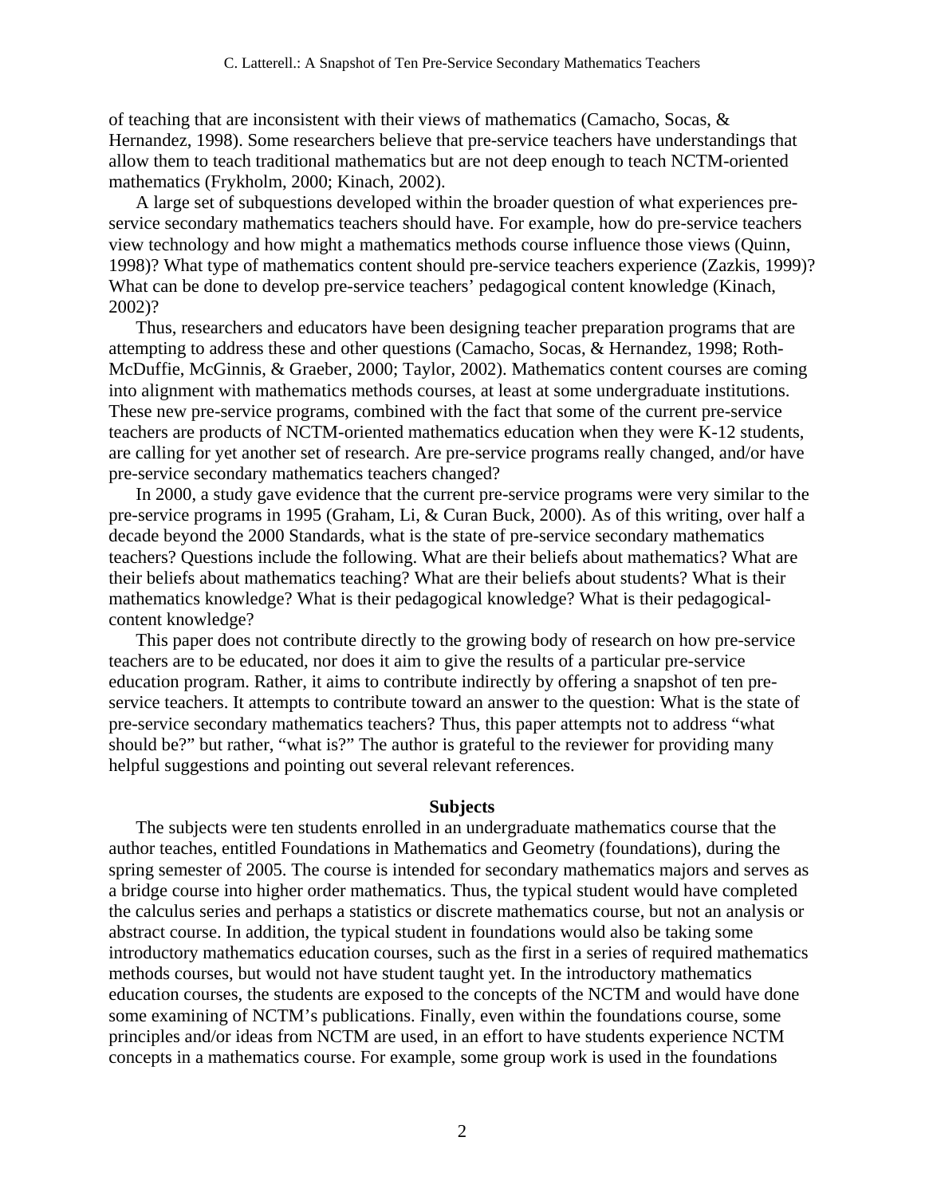of teaching that are inconsistent with their views of mathematics (Camacho, Socas, & Hernandez, 1998). Some researchers believe that pre-service teachers have understandings that allow them to teach traditional mathematics but are not deep enough to teach NCTM-oriented mathematics (Frykholm, 2000; Kinach, 2002).

A large set of subquestions developed within the broader question of what experiences pre-service secondary mathematics teachers should have. For example, how do pre-service teachers view technology and how might a mathematics methods course influence those views (Quinn, 1998)? What type of mathematics content should pre-service teachers experience (Zazkis, 1999)? What can be done to develop pre-service teachers' pedagogical content knowledge (Kinach, 2002)?

Thus, researchers and educators have been designing teacher preparation programs that are attempting to address these and other questions (Camacho, Socas, & Hernandez, 1998; Roth-McDuffie, McGinnis, & Graeber, 2000; Taylor, 2002). Mathematics content courses are coming into alignment with mathematics methods courses, at least at some undergraduate institutions. These new pre-service programs, combined with the fact that some of the current pre-service teachers are products of NCTM-oriented mathematics education when they were K-12 students, are calling for yet another set of research. Are pre-service programs really changed, and/or have pre-service secondary mathematics teachers changed?

In 2000, a study gave evidence that the current pre-service programs were very similar to the pre-service programs in 1995 (Graham, Li, & Curan Buck, 2000). As of this writing, over half a decade beyond the 2000 Standards, what is the state of pre-service secondary mathematics teachers? Questions include the following. What are their beliefs about mathematics? What are their beliefs about mathematics teaching? What are their beliefs about students? What is their mathematics knowledge? What is their pedagogical knowledge? What is their pedagogical-content knowledge?

This paper does not contribute directly to the growing body of research on how pre-service teachers are to be educated, nor does it aim to give the results of a particular pre-service education program. Rather, it aims to contribute indirectly by offering a snapshot of ten pre-service teachers. It attempts to contribute toward an answer to the question: What is the state of pre-service secondary mathematics teachers? Thus, this paper attempts not to address "what should be?" but rather, "what is?" The author is grateful to the reviewer for providing many helpful suggestions and pointing out several relevant references.

## Subjects

The subjects were ten students enrolled in an undergraduate mathematics course that the author teaches, entitled Foundations in Mathematics and Geometry (foundations), during the spring semester of 2005. The course is intended for secondary mathematics majors and serves as a bridge course into higher order mathematics. Thus, the typical student would have completed the calculus series and perhaps a statistics or discrete mathematics course, but not an analysis or abstract course. In addition, the typical student in foundations would also be taking some introductory mathematics education courses, such as the first in a series of required mathematics methods courses, but would not have student taught yet. In the introductory mathematics education courses, the students are exposed to the concepts of the NCTM and would have done some examining of NCTM's publications. Finally, even within the foundations course, some principles and/or ideas from NCTM are used, in an effort to have students experience NCTM concepts in a mathematics course. For example, some group work is used in the foundations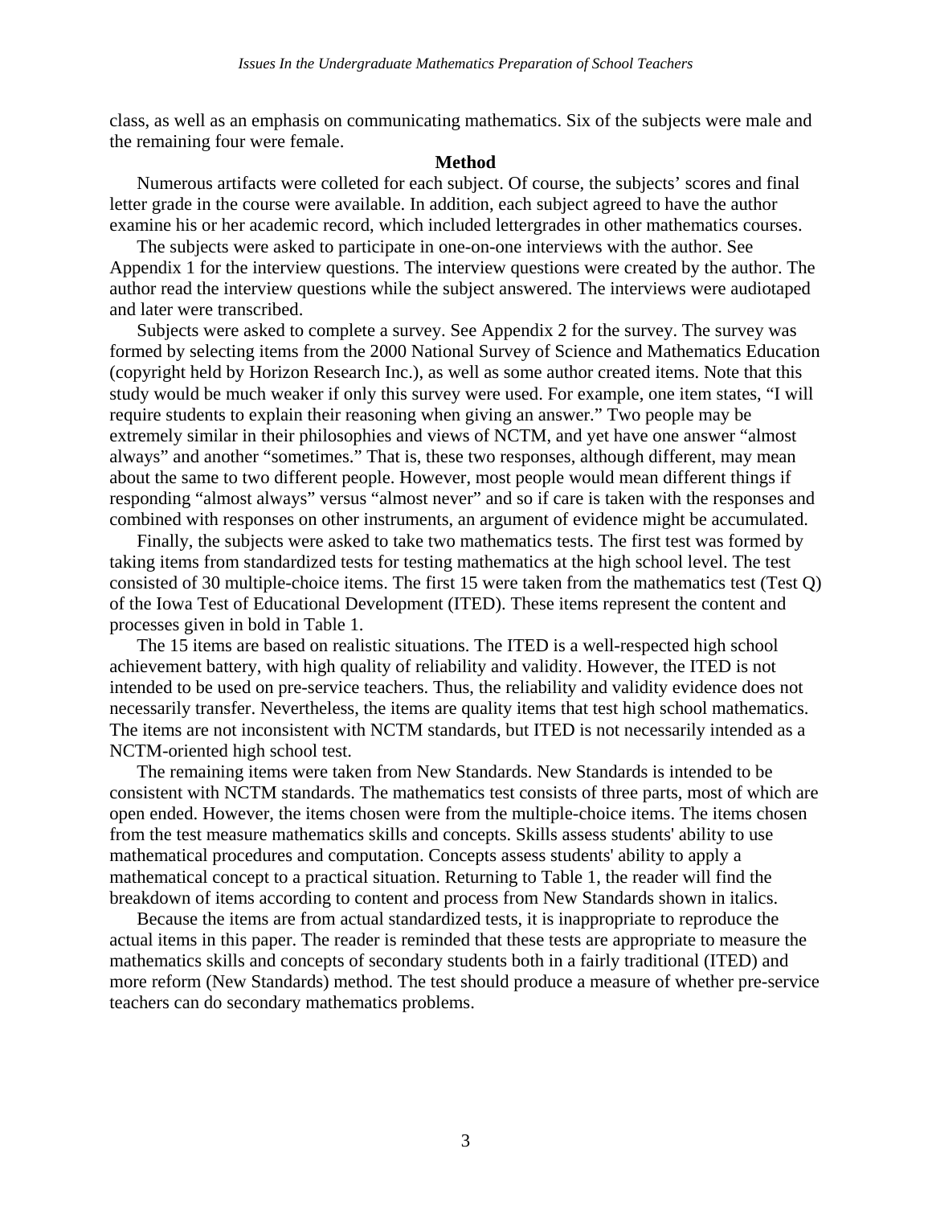class, as well as an emphasis on communicating mathematics. Six of the subjects were male and the remaining four were female.

## Method

Numerous artifacts were colleted for each subject. Of course, the subjects' scores and final letter grade in the course were available. In addition, each subject agreed to have the author examine his or her academic record, which included lettergrades in other mathematics courses.

The subjects were asked to participate in one-on-one interviews with the author. See Appendix 1 for the interview questions. The interview questions were created by the author. The author read the interview questions while the subject answered. The interviews were audiotaped and later were transcribed.

Subjects were asked to complete a survey. See Appendix 2 for the survey. The survey was formed by selecting items from the 2000 National Survey of Science and Mathematics Education (copyright held by Horizon Research Inc.), as well as some author created items. Note that this study would be much weaker if only this survey were used. For example, one item states, "I will require students to explain their reasoning when giving an answer." Two people may be extremely similar in their philosophies and views of NCTM, and yet have one answer "almost always" and another "sometimes." That is, these two responses, although different, may mean about the same to two different people. However, most people would mean different things if responding "almost always" versus "almost never" and so if care is taken with the responses and combined with responses on other instruments, an argument of evidence might be accumulated.

Finally, the subjects were asked to take two mathematics tests. The first test was formed by taking items from standardized tests for testing mathematics at the high school level. The test consisted of 30 multiple-choice items. The first 15 were taken from the mathematics test (Test Q) of the Iowa Test of Educational Development (ITED). These items represent the content and processes given in bold in Table 1.

The 15 items are based on realistic situations. The ITED is a well-respected high school achievement battery, with high quality of reliability and validity. However, the ITED is not intended to be used on pre-service teachers. Thus, the reliability and validity evidence does not necessarily transfer. Nevertheless, the items are quality items that test high school mathematics. The items are not inconsistent with NCTM standards, but ITED is not necessarily intended as a NCTM-oriented high school test.

The remaining items were taken from New Standards. New Standards is intended to be consistent with NCTM standards. The mathematics test consists of three parts, most of which are open ended. However, the items chosen were from the multiple-choice items. The items chosen from the test measure mathematics skills and concepts. Skills assess students' ability to use mathematical procedures and computation. Concepts assess students' ability to apply a mathematical concept to a practical situation. Returning to Table 1, the reader will find the breakdown of items according to content and process from New Standards shown in italics.

Because the items are from actual standardized tests, it is inappropriate to reproduce the actual items in this paper. The reader is reminded that these tests are appropriate to measure the mathematics skills and concepts of secondary students both in a fairly traditional (ITED) and more reform (New Standards) method. The test should produce a measure of whether pre-service teachers can do secondary mathematics problems.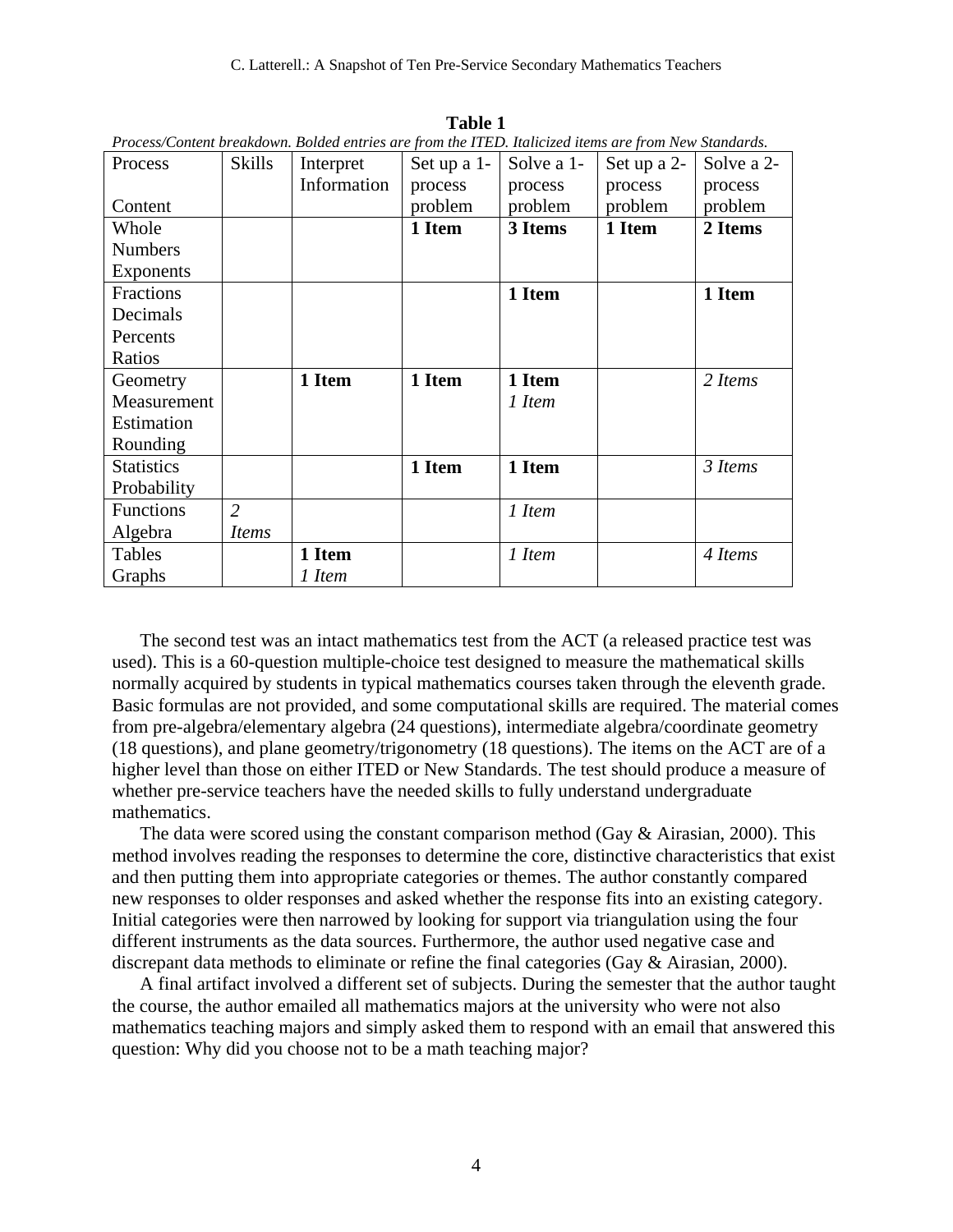**Table 1**

*Process/Content breakdown. Bolded entries are from the ITED. Italicized items are from New Standards.*

| Process<br><br>Content | Skills | Interpret Information | Set up a 1-process problem | Solve a 1-process problem | Set up a 2-process problem | Solve a 2-process problem |
|---|---|---|---|---|---|---|
| Whole Numbers Exponents | | | **1 Item** | **3 Items** | **1 Item** | **2 Items** |
| Fractions Decimals Percents Ratios | | | | **1 Item** | | **1 Item** |
| Geometry Measurement Estimation Rounding | | **1 Item** | **1 Item** | **1 Item**<br>*1 Item* | | *2 Items* |
| Statistics Probability | | | **1 Item** | **1 Item** | | *3 Items* |
| Functions Algebra | *2 Items* | | | *1 Item* | | |
| Tables Graphs | | **1 Item**<br>*1 Item* | | *1 Item* | | *4 Items* |

The second test was an intact mathematics test from the ACT (a released practice test was used). This is a 60-question multiple-choice test designed to measure the mathematical skills normally acquired by students in typical mathematics courses taken through the eleventh grade. Basic formulas are not provided, and some computational skills are required. The material comes from pre-algebra/elementary algebra (24 questions), intermediate algebra/coordinate geometry (18 questions), and plane geometry/trigonometry (18 questions). The items on the ACT are of a higher level than those on either ITED or New Standards. The test should produce a measure of whether pre-service teachers have the needed skills to fully understand undergraduate mathematics.

The data were scored using the constant comparison method (Gay & Airasian, 2000). This method involves reading the responses to determine the core, distinctive characteristics that exist and then putting them into appropriate categories or themes. The author constantly compared new responses to older responses and asked whether the response fits into an existing category. Initial categories were then narrowed by looking for support via triangulation using the four different instruments as the data sources. Furthermore, the author used negative case and discrepant data methods to eliminate or refine the final categories (Gay & Airasian, 2000).

A final artifact involved a different set of subjects. During the semester that the author taught the course, the author emailed all mathematics majors at the university who were not also mathematics teaching majors and simply asked them to respond with an email that answered this question: Why did you choose not to be a math teaching major?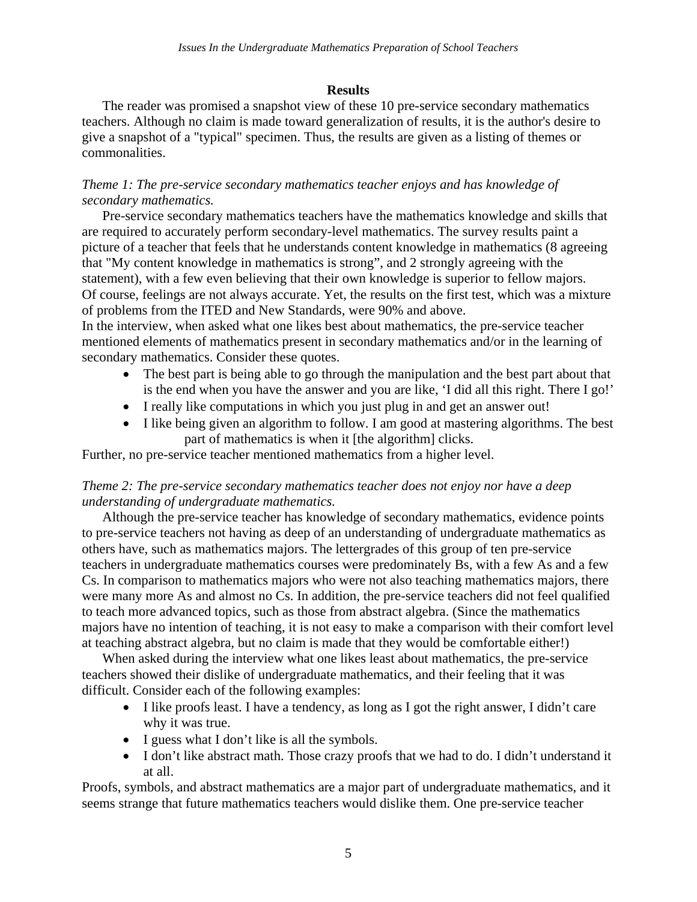## Results

The reader was promised a snapshot view of these 10 pre-service secondary mathematics teachers. Although no claim is made toward generalization of results, it is the author's desire to give a snapshot of a "typical" specimen. Thus, the results are given as a listing of themes or commonalities.

*Theme 1: The pre-service secondary mathematics teacher enjoys and has knowledge of secondary mathematics.*

Pre-service secondary mathematics teachers have the mathematics knowledge and skills that are required to accurately perform secondary-level mathematics. The survey results paint a picture of a teacher that feels that he understands content knowledge in mathematics (8 agreeing that "My content knowledge in mathematics is strong", and 2 strongly agreeing with the statement), with a few even believing that their own knowledge is superior to fellow majors. Of course, feelings are not always accurate. Yet, the results on the first test, which was a mixture of problems from the ITED and New Standards, were 90% and above.

In the interview, when asked what one likes best about mathematics, the pre-service teacher mentioned elements of mathematics present in secondary mathematics and/or in the learning of secondary mathematics. Consider these quotes.

- The best part is being able to go through the manipulation and the best part about that is the end when you have the answer and you are like, 'I did all this right. There I go!'
- I really like computations in which you just plug in and get an answer out!
- I like being given an algorithm to follow. I am good at mastering algorithms. The best part of mathematics is when it [the algorithm] clicks.

Further, no pre-service teacher mentioned mathematics from a higher level.

*Theme 2: The pre-service secondary mathematics teacher does not enjoy nor have a deep understanding of undergraduate mathematics.*

Although the pre-service teacher has knowledge of secondary mathematics, evidence points to pre-service teachers not having as deep of an understanding of undergraduate mathematics as others have, such as mathematics majors. The lettergrades of this group of ten pre-service teachers in undergraduate mathematics courses were predominately Bs, with a few As and a few Cs. In comparison to mathematics majors who were not also teaching mathematics majors, there were many more As and almost no Cs. In addition, the pre-service teachers did not feel qualified to teach more advanced topics, such as those from abstract algebra. (Since the mathematics majors have no intention of teaching, it is not easy to make a comparison with their comfort level at teaching abstract algebra, but no claim is made that they would be comfortable either!)

When asked during the interview what one likes least about mathematics, the pre-service teachers showed their dislike of undergraduate mathematics, and their feeling that it was difficult. Consider each of the following examples:

- I like proofs least. I have a tendency, as long as I got the right answer, I didn't care why it was true.
- I guess what I don't like is all the symbols.
- I don't like abstract math. Those crazy proofs that we had to do. I didn't understand it at all.

Proofs, symbols, and abstract mathematics are a major part of undergraduate mathematics, and it seems strange that future mathematics teachers would dislike them. One pre-service teacher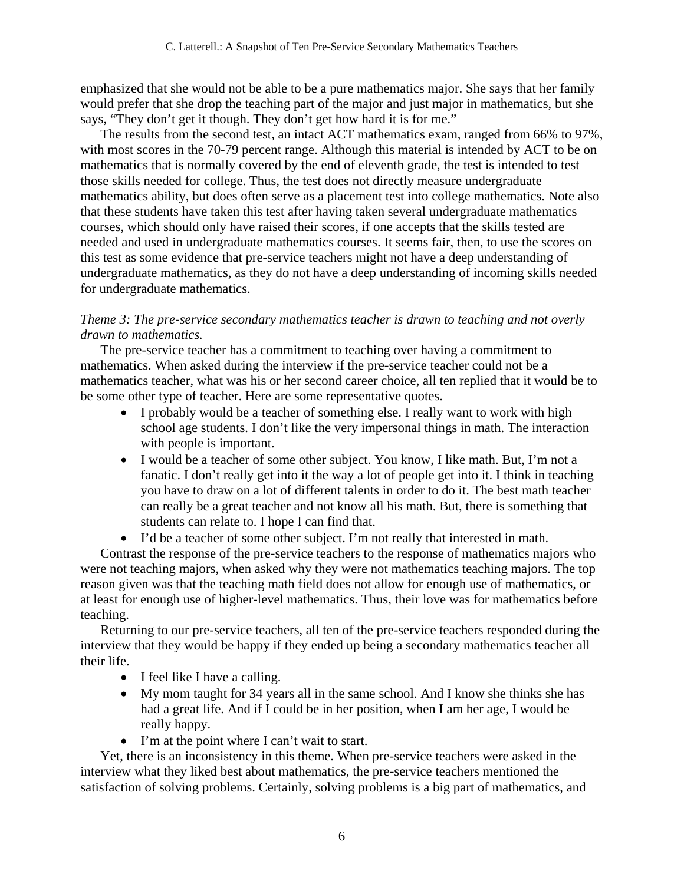emphasized that she would not be able to be a pure mathematics major. She says that her family would prefer that she drop the teaching part of the major and just major in mathematics, but she says, "They don't get it though. They don't get how hard it is for me."

The results from the second test, an intact ACT mathematics exam, ranged from 66% to 97%, with most scores in the 70-79 percent range. Although this material is intended by ACT to be on mathematics that is normally covered by the end of eleventh grade, the test is intended to test those skills needed for college. Thus, the test does not directly measure undergraduate mathematics ability, but does often serve as a placement test into college mathematics. Note also that these students have taken this test after having taken several undergraduate mathematics courses, which should only have raised their scores, if one accepts that the skills tested are needed and used in undergraduate mathematics courses. It seems fair, then, to use the scores on this test as some evidence that pre-service teachers might not have a deep understanding of undergraduate mathematics, as they do not have a deep understanding of incoming skills needed for undergraduate mathematics.

*Theme 3: The pre-service secondary mathematics teacher is drawn to teaching and not overly drawn to mathematics.*

The pre-service teacher has a commitment to teaching over having a commitment to mathematics. When asked during the interview if the pre-service teacher could not be a mathematics teacher, what was his or her second career choice, all ten replied that it would be to be some other type of teacher. Here are some representative quotes.

- I probably would be a teacher of something else. I really want to work with high school age students. I don't like the very impersonal things in math. The interaction with people is important.
- I would be a teacher of some other subject. You know, I like math. But, I'm not a fanatic. I don't really get into it the way a lot of people get into it. I think in teaching you have to draw on a lot of different talents in order to do it. The best math teacher can really be a great teacher and not know all his math. But, there is something that students can relate to. I hope I can find that.
- I'd be a teacher of some other subject. I'm not really that interested in math.

Contrast the response of the pre-service teachers to the response of mathematics majors who were not teaching majors, when asked why they were not mathematics teaching majors. The top reason given was that the teaching math field does not allow for enough use of mathematics, or at least for enough use of higher-level mathematics. Thus, their love was for mathematics before teaching.

Returning to our pre-service teachers, all ten of the pre-service teachers responded during the interview that they would be happy if they ended up being a secondary mathematics teacher all their life.

- I feel like I have a calling.
- My mom taught for 34 years all in the same school. And I know she thinks she has had a great life. And if I could be in her position, when I am her age, I would be really happy.
- I'm at the point where I can't wait to start.

Yet, there is an inconsistency in this theme. When pre-service teachers were asked in the interview what they liked best about mathematics, the pre-service teachers mentioned the satisfaction of solving problems. Certainly, solving problems is a big part of mathematics, and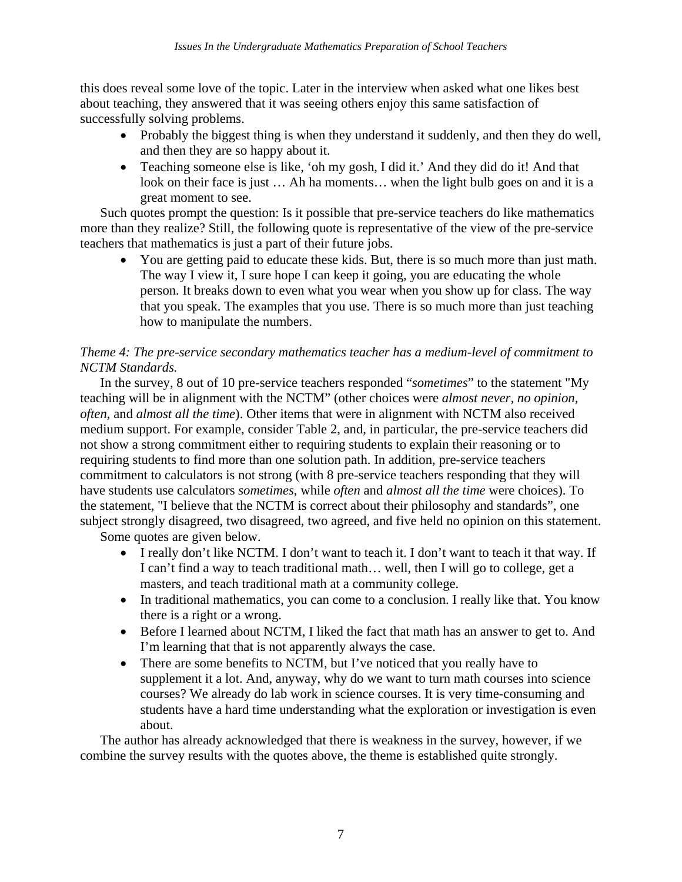this does reveal some love of the topic. Later in the interview when asked what one likes best about teaching, they answered that it was seeing others enjoy this same satisfaction of successfully solving problems.

- Probably the biggest thing is when they understand it suddenly, and then they do well, and then they are so happy about it.
- Teaching someone else is like, 'oh my gosh, I did it.' And they did do it! And that look on their face is just … Ah ha moments… when the light bulb goes on and it is a great moment to see.

Such quotes prompt the question: Is it possible that pre-service teachers do like mathematics more than they realize? Still, the following quote is representative of the view of the pre-service teachers that mathematics is just a part of their future jobs.

- You are getting paid to educate these kids. But, there is so much more than just math. The way I view it, I sure hope I can keep it going, you are educating the whole person. It breaks down to even what you wear when you show up for class. The way that you speak. The examples that you use. There is so much more than just teaching how to manipulate the numbers.

*Theme 4: The pre-service secondary mathematics teacher has a medium-level of commitment to NCTM Standards.*

In the survey, 8 out of 10 pre-service teachers responded "*sometimes*" to the statement "My teaching will be in alignment with the NCTM" (other choices were *almost never, no opinion, often,* and *almost all the time*). Other items that were in alignment with NCTM also received medium support. For example, consider Table 2, and, in particular, the pre-service teachers did not show a strong commitment either to requiring students to explain their reasoning or to requiring students to find more than one solution path. In addition, pre-service teachers commitment to calculators is not strong (with 8 pre-service teachers responding that they will have students use calculators *sometimes*, while *often* and *almost all the time* were choices). To the statement, "I believe that the NCTM is correct about their philosophy and standards", one subject strongly disagreed, two disagreed, two agreed, and five held no opinion on this statement.

Some quotes are given below.

- I really don't like NCTM. I don't want to teach it. I don't want to teach it that way. If I can't find a way to teach traditional math… well, then I will go to college, get a masters, and teach traditional math at a community college.
- In traditional mathematics, you can come to a conclusion. I really like that. You know there is a right or a wrong.
- Before I learned about NCTM, I liked the fact that math has an answer to get to. And I'm learning that that is not apparently always the case.
- There are some benefits to NCTM, but I've noticed that you really have to supplement it a lot. And, anyway, why do we want to turn math courses into science courses? We already do lab work in science courses. It is very time-consuming and students have a hard time understanding what the exploration or investigation is even about.

The author has already acknowledged that there is weakness in the survey, however, if we combine the survey results with the quotes above, the theme is established quite strongly.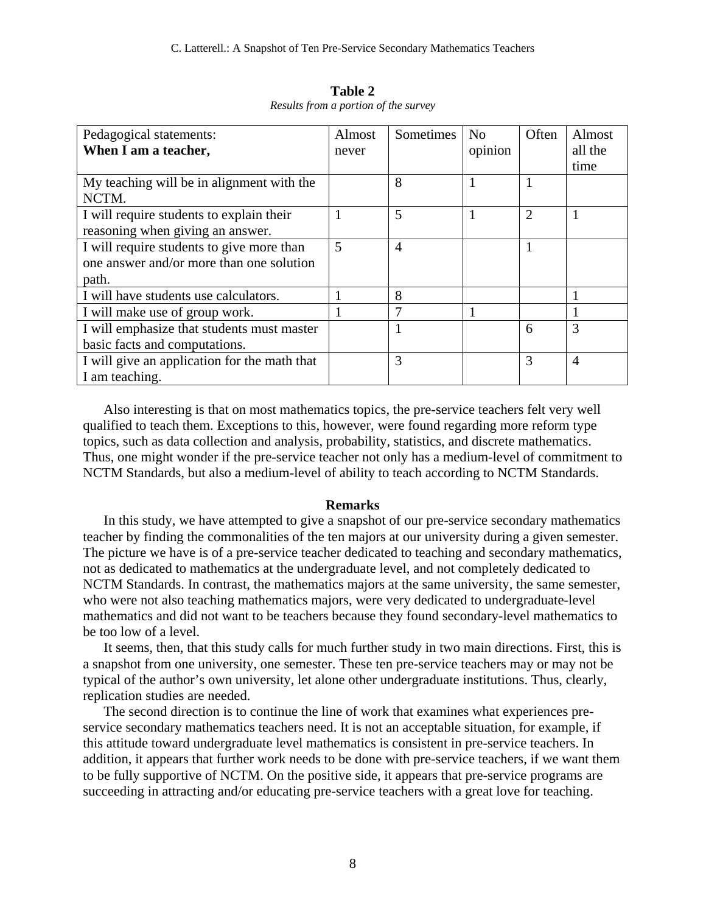**Table 2**

*Results from a portion of the survey*

| Pedagogical statements: **When I am a teacher,** | Almost never | Sometimes | No opinion | Often | Almost all the time |
|---|---|---|---|---|---|
| My teaching will be in alignment with the NCTM. | | 8 | 1 | 1 | |
| I will require students to explain their reasoning when giving an answer. | 1 | 5 | 1 | 2 | 1 |
| I will require students to give more than one answer and/or more than one solution path. | 5 | 4 | | 1 | |
| I will have students use calculators. | 1 | 8 | | | 1 |
| I will make use of group work. | 1 | 7 | 1 | | 1 |
| I will emphasize that students must master basic facts and computations. | | 1 | | 6 | 3 |
| I will give an application for the math that I am teaching. | | 3 | | 3 | 4 |

Also interesting is that on most mathematics topics, the pre-service teachers felt very well qualified to teach them. Exceptions to this, however, were found regarding more reform type topics, such as data collection and analysis, probability, statistics, and discrete mathematics. Thus, one might wonder if the pre-service teacher not only has a medium-level of commitment to NCTM Standards, but also a medium-level of ability to teach according to NCTM Standards.

## Remarks

In this study, we have attempted to give a snapshot of our pre-service secondary mathematics teacher by finding the commonalities of the ten majors at our university during a given semester. The picture we have is of a pre-service teacher dedicated to teaching and secondary mathematics, not as dedicated to mathematics at the undergraduate level, and not completely dedicated to NCTM Standards. In contrast, the mathematics majors at the same university, the same semester, who were not also teaching mathematics majors, were very dedicated to undergraduate-level mathematics and did not want to be teachers because they found secondary-level mathematics to be too low of a level.

It seems, then, that this study calls for much further study in two main directions. First, this is a snapshot from one university, one semester. These ten pre-service teachers may or may not be typical of the author's own university, let alone other undergraduate institutions. Thus, clearly, replication studies are needed.

The second direction is to continue the line of work that examines what experiences pre-service secondary mathematics teachers need. It is not an acceptable situation, for example, if this attitude toward undergraduate level mathematics is consistent in pre-service teachers. In addition, it appears that further work needs to be done with pre-service teachers, if we want them to be fully supportive of NCTM. On the positive side, it appears that pre-service programs are succeeding in attracting and/or educating pre-service teachers with a great love for teaching.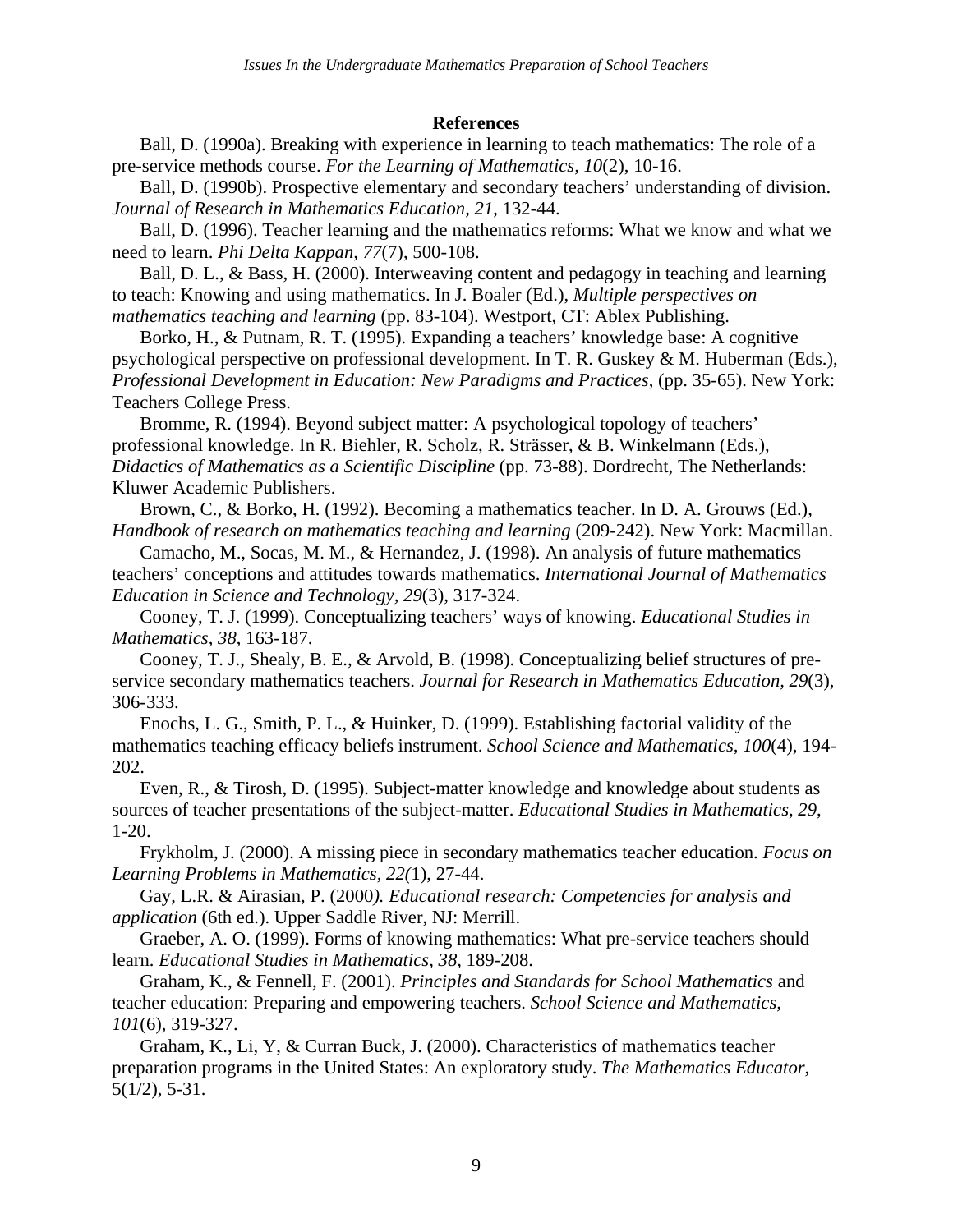**References**

Ball, D. (1990a). Breaking with experience in learning to teach mathematics: The role of a pre-service methods course. *For the Learning of Mathematics, 10*(2), 10-16.

Ball, D. (1990b). Prospective elementary and secondary teachers' understanding of division. *Journal of Research in Mathematics Education, 21*, 132-44.

Ball, D. (1996). Teacher learning and the mathematics reforms: What we know and what we need to learn. *Phi Delta Kappan, 77*(7), 500-108.

Ball, D. L., & Bass, H. (2000). Interweaving content and pedagogy in teaching and learning to teach: Knowing and using mathematics. In J. Boaler (Ed.), *Multiple perspectives on mathematics teaching and learning* (pp. 83-104). Westport, CT: Ablex Publishing.

Borko, H., & Putnam, R. T. (1995). Expanding a teachers' knowledge base: A cognitive psychological perspective on professional development. In T. R. Guskey & M. Huberman (Eds.), *Professional Development in Education: New Paradigms and Practices*, (pp. 35-65). New York: Teachers College Press.

Bromme, R. (1994). Beyond subject matter: A psychological topology of teachers' professional knowledge. In R. Biehler, R. Scholz, R. Strässer, & B. Winkelmann (Eds.), *Didactics of Mathematics as a Scientific Discipline* (pp. 73-88). Dordrecht, The Netherlands: Kluwer Academic Publishers.

Brown, C., & Borko, H. (1992). Becoming a mathematics teacher. In D. A. Grouws (Ed.), *Handbook of research on mathematics teaching and learning* (209-242). New York: Macmillan.

Camacho, M., Socas, M. M., & Hernandez, J. (1998). An analysis of future mathematics teachers' conceptions and attitudes towards mathematics. *International Journal of Mathematics Education in Science and Technology, 29*(3), 317-324.

Cooney, T. J. (1999). Conceptualizing teachers' ways of knowing. *Educational Studies in Mathematics, 38*, 163-187.

Cooney, T. J., Shealy, B. E., & Arvold, B. (1998). Conceptualizing belief structures of pre-service secondary mathematics teachers. *Journal for Research in Mathematics Education, 29*(3), 306-333.

Enochs, L. G., Smith, P. L., & Huinker, D. (1999). Establishing factorial validity of the mathematics teaching efficacy beliefs instrument. *School Science and Mathematics, 100*(4), 194-202.

Even, R., & Tirosh, D. (1995). Subject-matter knowledge and knowledge about students as sources of teacher presentations of the subject-matter. *Educational Studies in Mathematics, 29*, 1-20.

Frykholm, J. (2000). A missing piece in secondary mathematics teacher education. *Focus on Learning Problems in Mathematics, 22(*1), 27-44.

Gay, L.R. & Airasian, P. (2000*). Educational research: Competencies for analysis and application* (6th ed.). Upper Saddle River, NJ: Merrill.

Graeber, A. O. (1999). Forms of knowing mathematics: What pre-service teachers should learn. *Educational Studies in Mathematics, 38*, 189-208.

Graham, K., & Fennell, F. (2001). *Principles and Standards for School Mathematics* and teacher education: Preparing and empowering teachers. *School Science and Mathematics, 101*(6), 319-327.

Graham, K., Li, Y, & Curran Buck, J. (2000). Characteristics of mathematics teacher preparation programs in the United States: An exploratory study. *The Mathematics Educator*, 5(1/2), 5-31.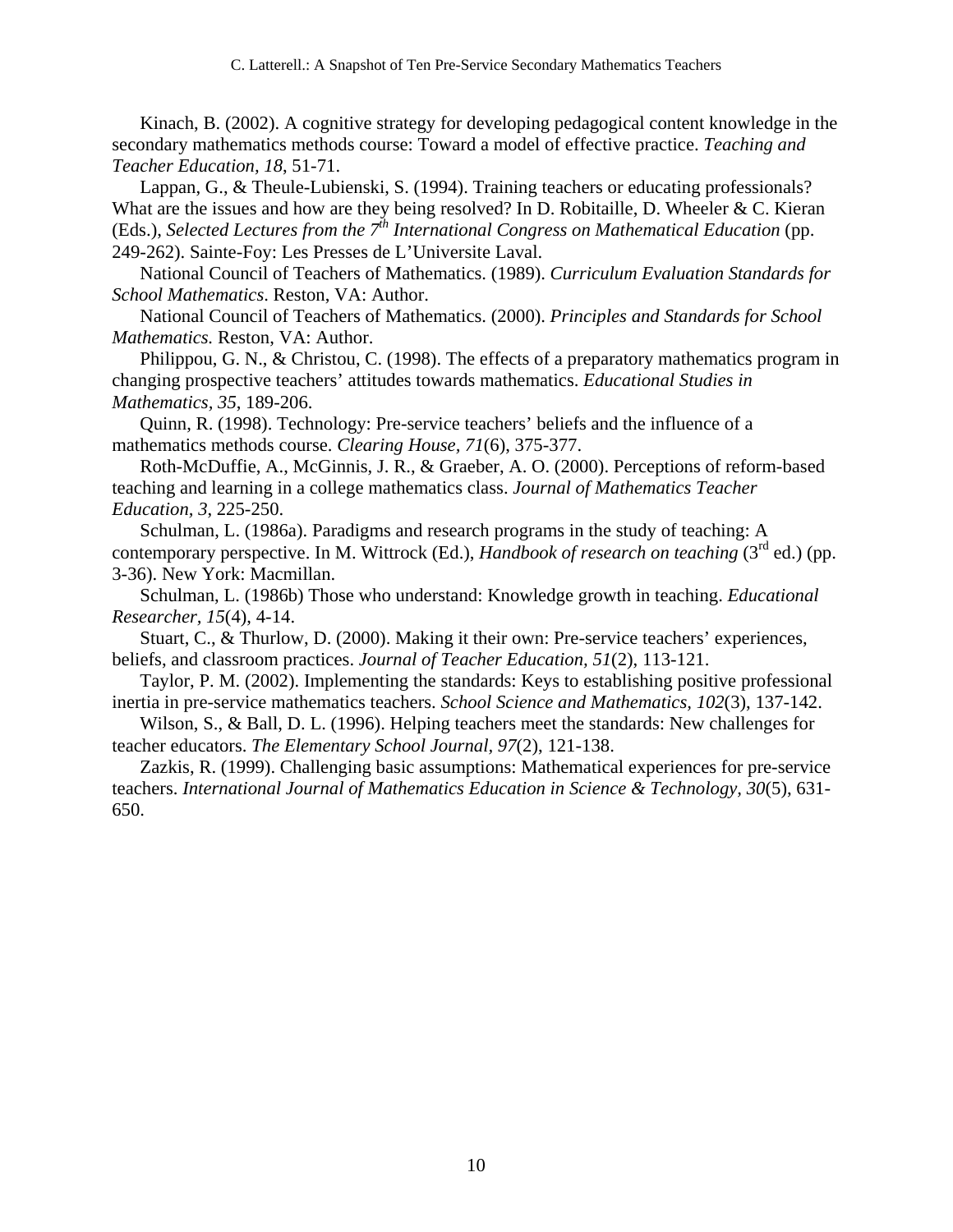Kinach, B. (2002). A cognitive strategy for developing pedagogical content knowledge in the secondary mathematics methods course: Toward a model of effective practice. *Teaching and Teacher Education, 18*, 51-71.

Lappan, G., & Theule-Lubienski, S. (1994). Training teachers or educating professionals? What are the issues and how are they being resolved? In D. Robitaille, D. Wheeler & C. Kieran (Eds.), *Selected Lectures from the 7th International Congress on Mathematical Education* (pp. 249-262). Sainte-Foy: Les Presses de L'Universite Laval.

National Council of Teachers of Mathematics. (1989). *Curriculum Evaluation Standards for School Mathematics*. Reston, VA: Author.

National Council of Teachers of Mathematics. (2000). *Principles and Standards for School Mathematics.* Reston, VA: Author.

Philippou, G. N., & Christou, C. (1998). The effects of a preparatory mathematics program in changing prospective teachers' attitudes towards mathematics. *Educational Studies in Mathematics, 35*, 189-206.

Quinn, R. (1998). Technology: Pre-service teachers' beliefs and the influence of a mathematics methods course. *Clearing House, 71*(6), 375-377.

Roth-McDuffie, A., McGinnis, J. R., & Graeber, A. O. (2000). Perceptions of reform-based teaching and learning in a college mathematics class. *Journal of Mathematics Teacher Education, 3*, 225-250.

Schulman, L. (1986a). Paradigms and research programs in the study of teaching: A contemporary perspective. In M. Wittrock (Ed.), *Handbook of research on teaching* (3rd ed.) (pp. 3-36). New York: Macmillan.

Schulman, L. (1986b) Those who understand: Knowledge growth in teaching. *Educational Researcher, 15*(4), 4-14.

Stuart, C., & Thurlow, D. (2000). Making it their own: Pre-service teachers' experiences, beliefs, and classroom practices. *Journal of Teacher Education, 51*(2), 113-121.

Taylor, P. M. (2002). Implementing the standards: Keys to establishing positive professional inertia in pre-service mathematics teachers. *School Science and Mathematics, 102*(3), 137-142.

Wilson, S., & Ball, D. L. (1996). Helping teachers meet the standards: New challenges for teacher educators. *The Elementary School Journal, 97*(2), 121-138.

Zazkis, R. (1999). Challenging basic assumptions: Mathematical experiences for pre-service teachers. *International Journal of Mathematics Education in Science & Technology, 30*(5), 631-650.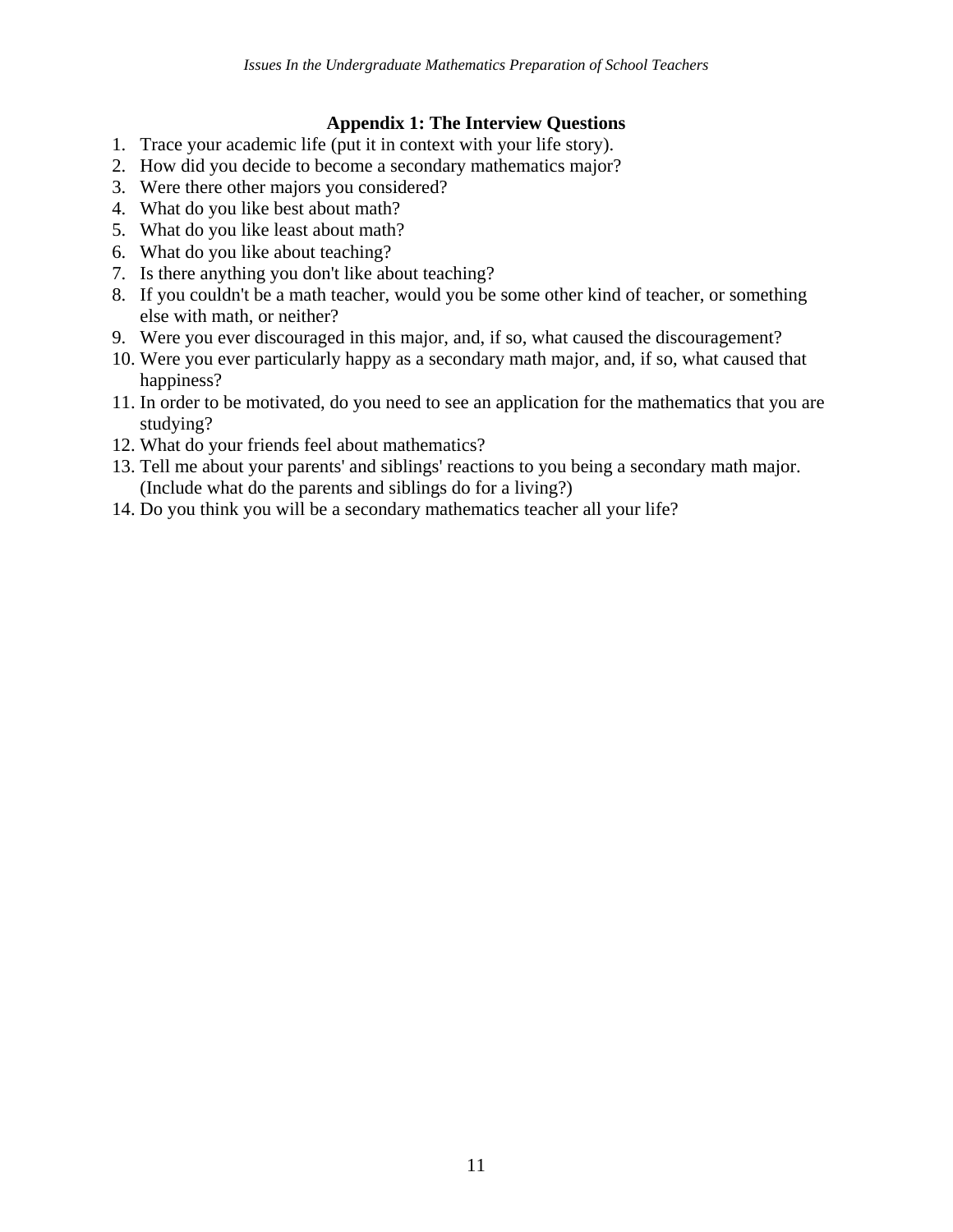## Appendix 1: The Interview Questions

1. Trace your academic life (put it in context with your life story).
2. How did you decide to become a secondary mathematics major?
3. Were there other majors you considered?
4. What do you like best about math?
5. What do you like least about math?
6. What do you like about teaching?
7. Is there anything you don't like about teaching?
8. If you couldn't be a math teacher, would you be some other kind of teacher, or something else with math, or neither?
9. Were you ever discouraged in this major, and, if so, what caused the discouragement?
10. Were you ever particularly happy as a secondary math major, and, if so, what caused that happiness?
11. In order to be motivated, do you need to see an application for the mathematics that you are studying?
12. What do your friends feel about mathematics?
13. Tell me about your parents' and siblings' reactions to you being a secondary math major. (Include what do the parents and siblings do for a living?)
14. Do you think you will be a secondary mathematics teacher all your life?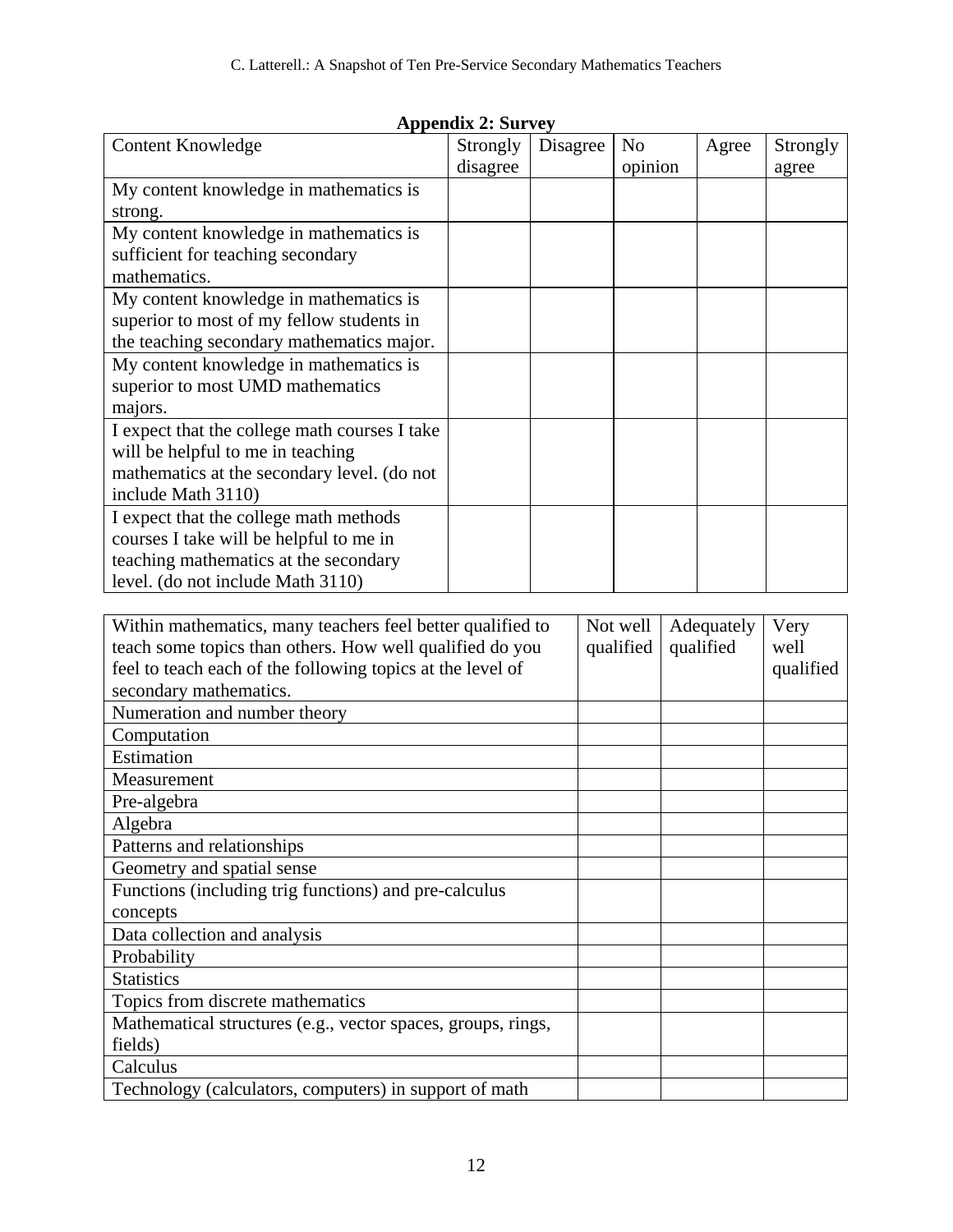## Appendix 2: Survey

| Content Knowledge | Strongly disagree | Disagree | No opinion | Agree | Strongly agree |
|---|---|---|---|---|---|
| My content knowledge in mathematics is strong. | | | | | |
| My content knowledge in mathematics is sufficient for teaching secondary mathematics. | | | | | |
| My content knowledge in mathematics is superior to most of my fellow students in the teaching secondary mathematics major. | | | | | |
| My content knowledge in mathematics is superior to most UMD mathematics majors. | | | | | |
| I expect that the college math courses I take will be helpful to me in teaching mathematics at the secondary level. (do not include Math 3110) | | | | | |
| I expect that the college math methods courses I take will be helpful to me in teaching mathematics at the secondary level. (do not include Math 3110) | | | | | |

| Within mathematics, many teachers feel better qualified to teach some topics than others. How well qualified do you feel to teach each of the following topics at the level of secondary mathematics. | Not well qualified | Adequately qualified | Very well qualified |
|---|---|---|---|
| Numeration and number theory | | | |
| Computation | | | |
| Estimation | | | |
| Measurement | | | |
| Pre-algebra | | | |
| Algebra | | | |
| Patterns and relationships | | | |
| Geometry and spatial sense | | | |
| Functions (including trig functions) and pre-calculus concepts | | | |
| Data collection and analysis | | | |
| Probability | | | |
| Statistics | | | |
| Topics from discrete mathematics | | | |
| Mathematical structures (e.g., vector spaces, groups, rings, fields) | | | |
| Calculus | | | |
| Technology (calculators, computers) in support of math | | | |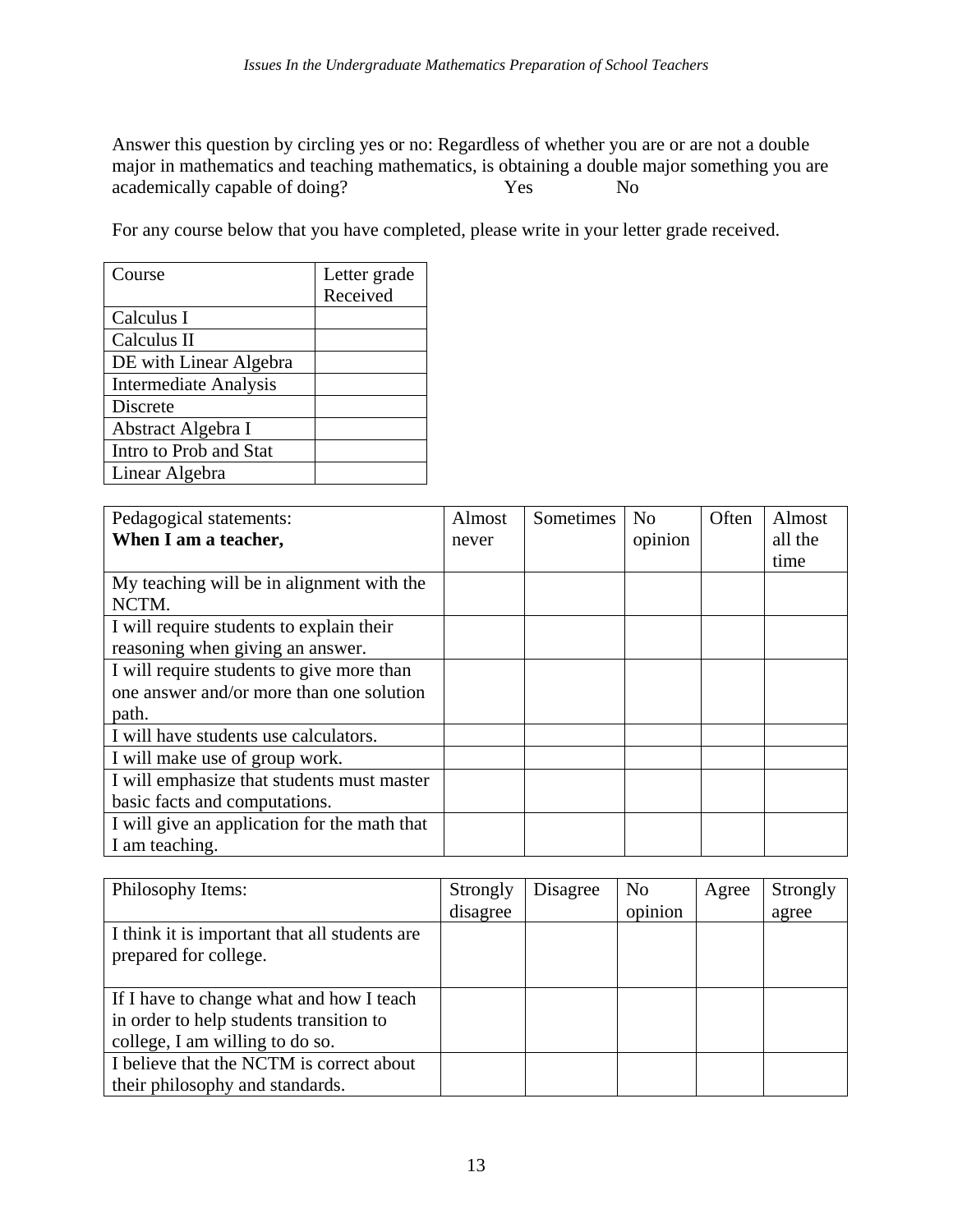Answer this question by circling yes or no: Regardless of whether you are or are not a double major in mathematics and teaching mathematics, is obtaining a double major something you are academically capable of doing? Yes No

For any course below that you have completed, please write in your letter grade received.

| Course | Letter grade Received |
|---|---|
| Calculus I | |
| Calculus II | |
| DE with Linear Algebra | |
| Intermediate Analysis | |
| Discrete | |
| Abstract Algebra I | |
| Intro to Prob and Stat | |
| Linear Algebra | |

| Pedagogical statements: **When I am a teacher,** | Almost never | Sometimes | No opinion | Often | Almost all the time |
|---|---|---|---|---|---|
| My teaching will be in alignment with the NCTM. | | | | | |
| I will require students to explain their reasoning when giving an answer. | | | | | |
| I will require students to give more than one answer and/or more than one solution path. | | | | | |
| I will have students use calculators. | | | | | |
| I will make use of group work. | | | | | |
| I will emphasize that students must master basic facts and computations. | | | | | |
| I will give an application for the math that I am teaching. | | | | | |

| Philosophy Items: | Strongly disagree | Disagree | No opinion | Agree | Strongly agree |
|---|---|---|---|---|---|
| I think it is important that all students are prepared for college. | | | | | |
| If I have to change what and how I teach in order to help students transition to college, I am willing to do so. | | | | | |
| I believe that the NCTM is correct about their philosophy and standards. | | | | | |